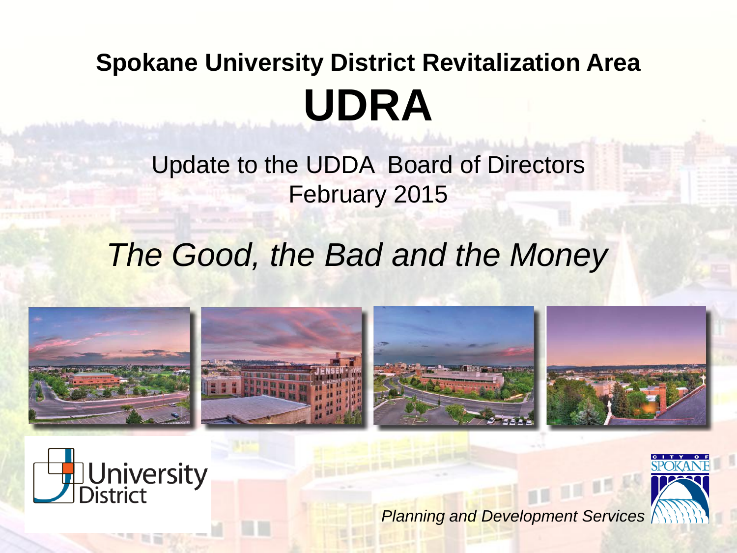# Spokane University District Revitalization Area

# UDRA

Update to the UDDA Board of Directors
February 2015

*The Good, the Bad and the Money*

University District

*Planning and Development Services*

CITY OF SPOKANE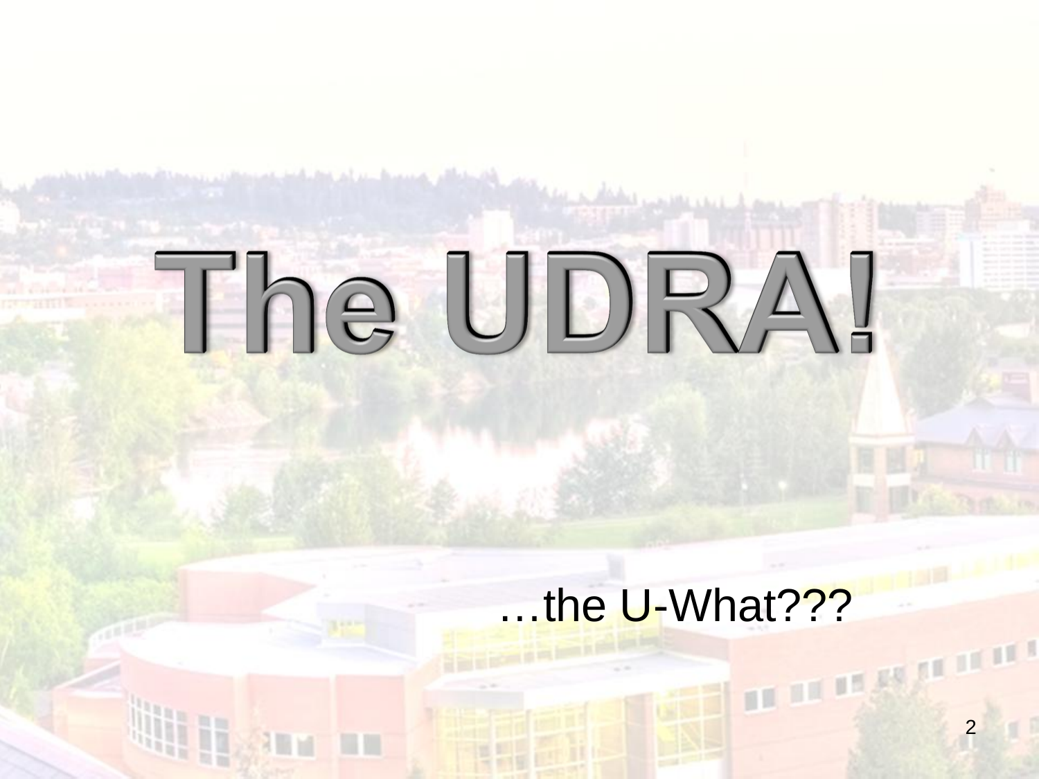# The UDRA!

…the U-What???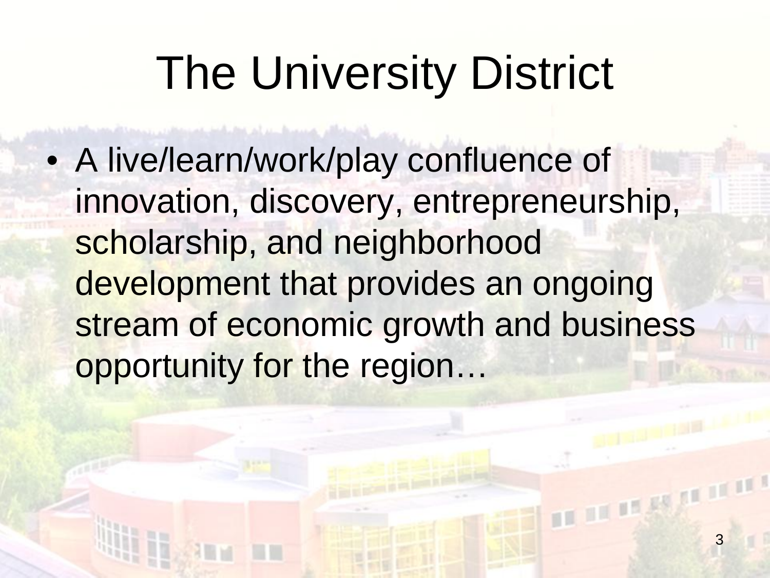# The University District

- A live/learn/work/play confluence of innovation, discovery, entrepreneurship, scholarship, and neighborhood development that provides an ongoing stream of economic growth and business opportunity for the region…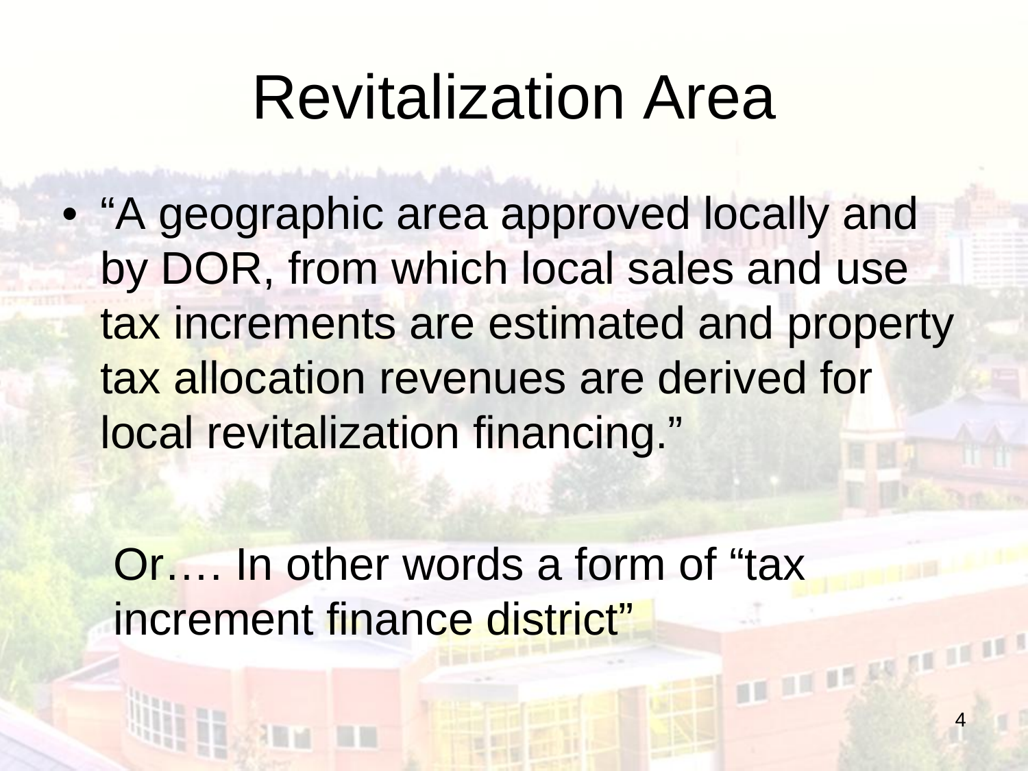# Revitalization Area

- "A geographic area approved locally and by DOR, from which local sales and use tax increments are estimated and property tax allocation revenues are derived for local revitalization financing."

Or…. In other words a form of "tax increment finance district"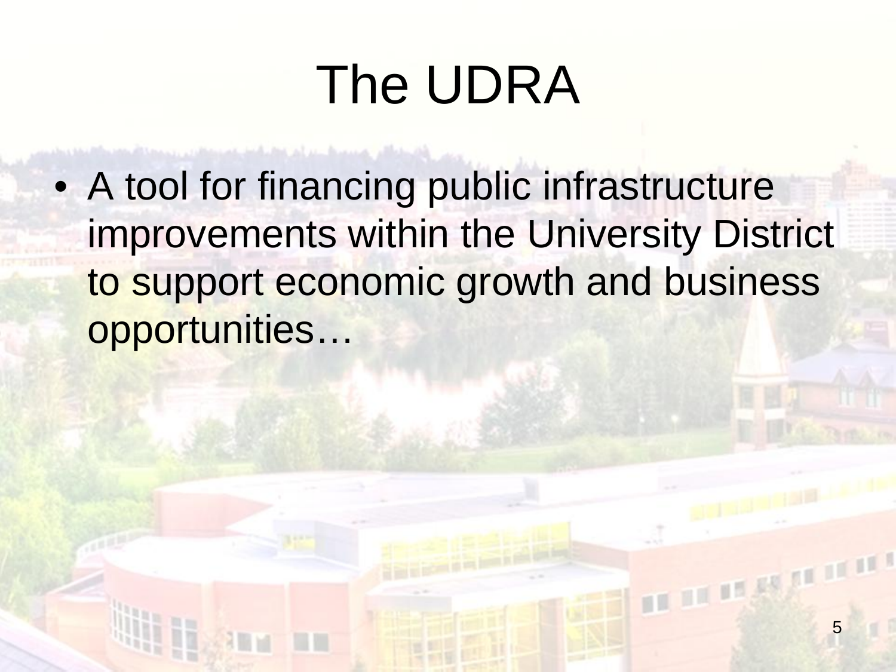# The UDRA

- A tool for financing public infrastructure improvements within the University District to support economic growth and business opportunities…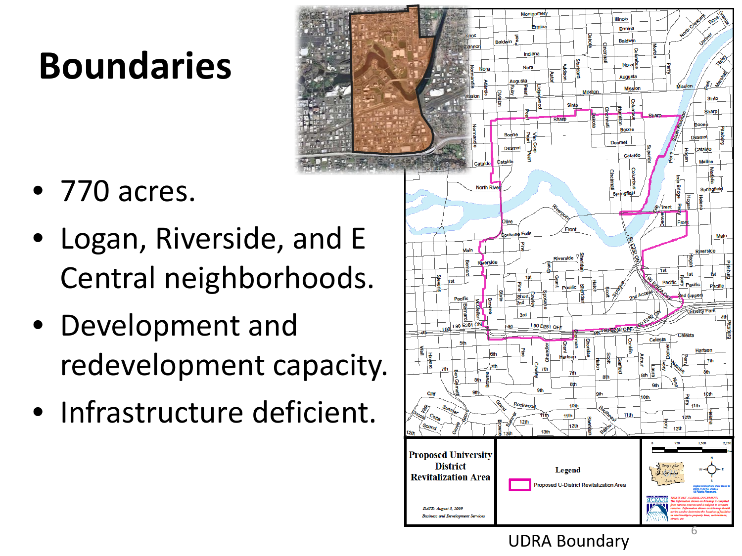# Boundaries

- 770 acres.
- Logan, Riverside, and E Central neighborhoods.
- Development and redevelopment capacity.
- Infrastructure deficient.

UDRA Boundary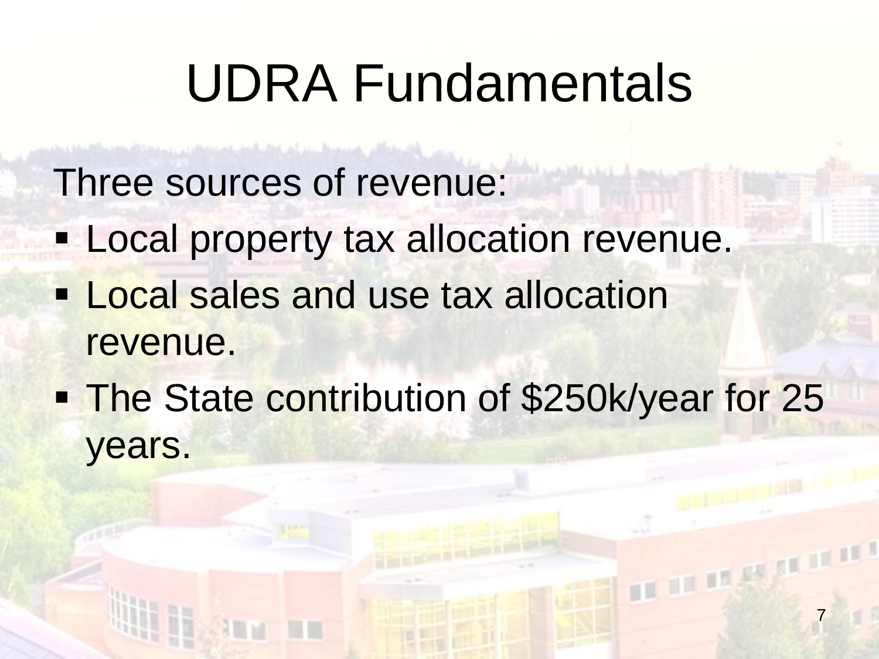# UDRA Fundamentals

Three sources of revenue:

- Local property tax allocation revenue.
- Local sales and use tax allocation revenue.
- The State contribution of $250k/year for 25 years.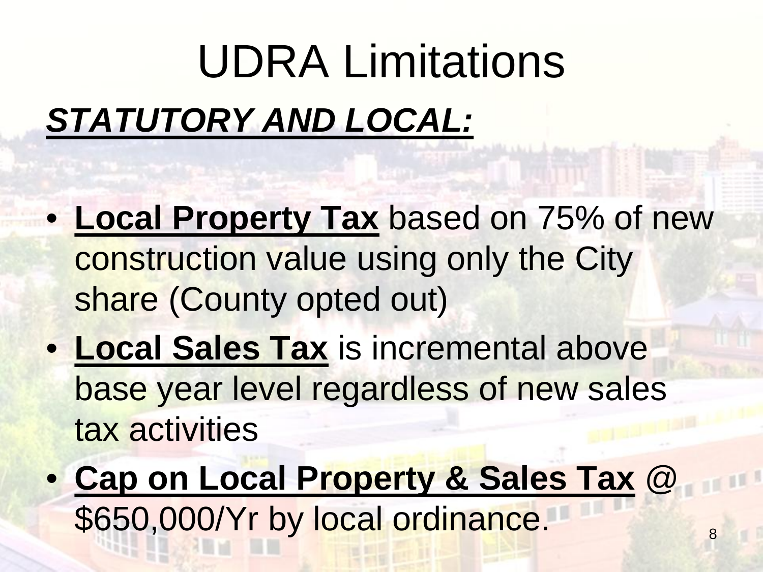# UDRA Limitations

***STATUTORY AND LOCAL:***

- **Local Property Tax** based on 75% of new construction value using only the City share (County opted out)
- **Local Sales Tax** is incremental above base year level regardless of new sales tax activities
- **Cap on Local Property & Sales Tax** @ $650,000/Yr by local ordinance.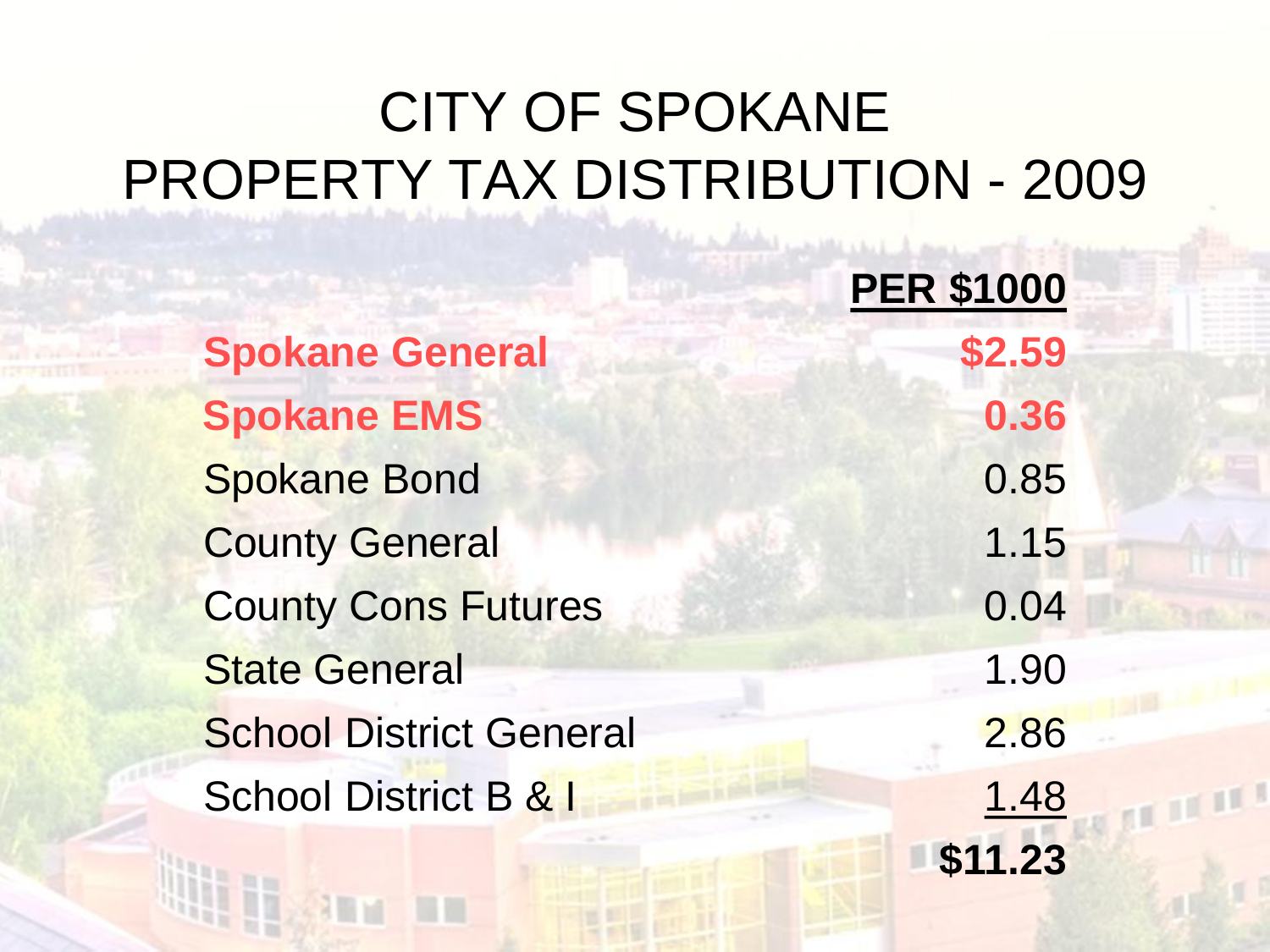# CITY OF SPOKANE
# PROPERTY TAX DISTRIBUTION - 2009

| | PER $1000 |
|---|---:|
| **Spokane General** | **$2.59** |
| **Spokane EMS** | **0.36** |
| Spokane Bond | 0.85 |
| County General | 1.15 |
| County Cons Futures | 0.04 |
| State General | 1.90 |
| School District General | 2.86 |
| School District B & I | 1.48 |
| | **$11.23** |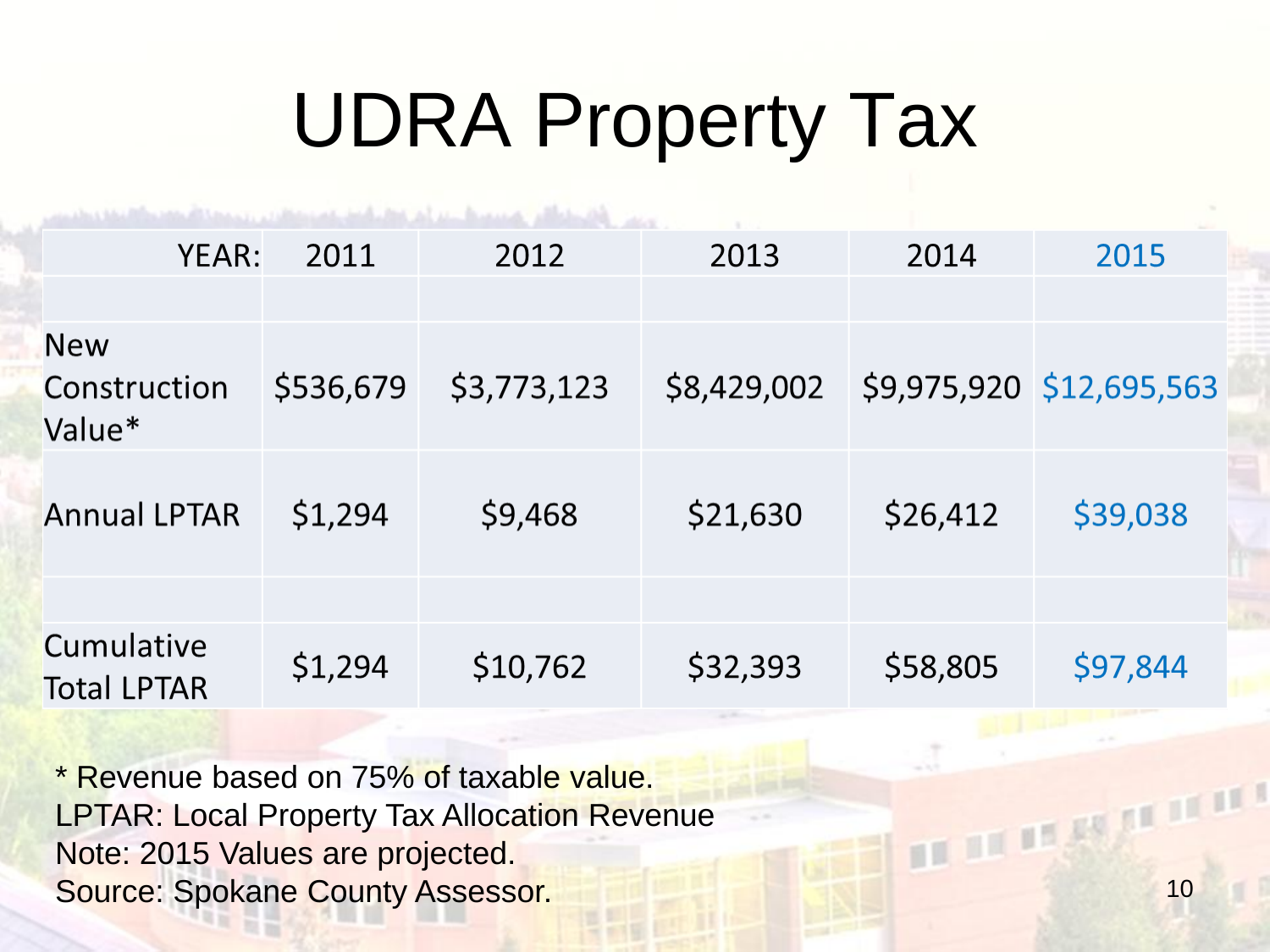# UDRA Property Tax

| YEAR: | 2011 | 2012 | 2013 | 2014 | 2015 |
|---|---|---|---|---|---|
| | | | | | |
| New Construction Value* | $536,679 | $3,773,123 | $8,429,002 | $9,975,920 | $12,695,563 |
| Annual LPTAR | $1,294 | $9,468 | $21,630 | $26,412 | $39,038 |
| | | | | | |
| Cumulative Total LPTAR | $1,294 | $10,762 | $32,393 | $58,805 | $97,844 |

* Revenue based on 75% of taxable value.
LPTAR: Local Property Tax Allocation Revenue
Note: 2015 Values are projected.
Source: Spokane County Assessor.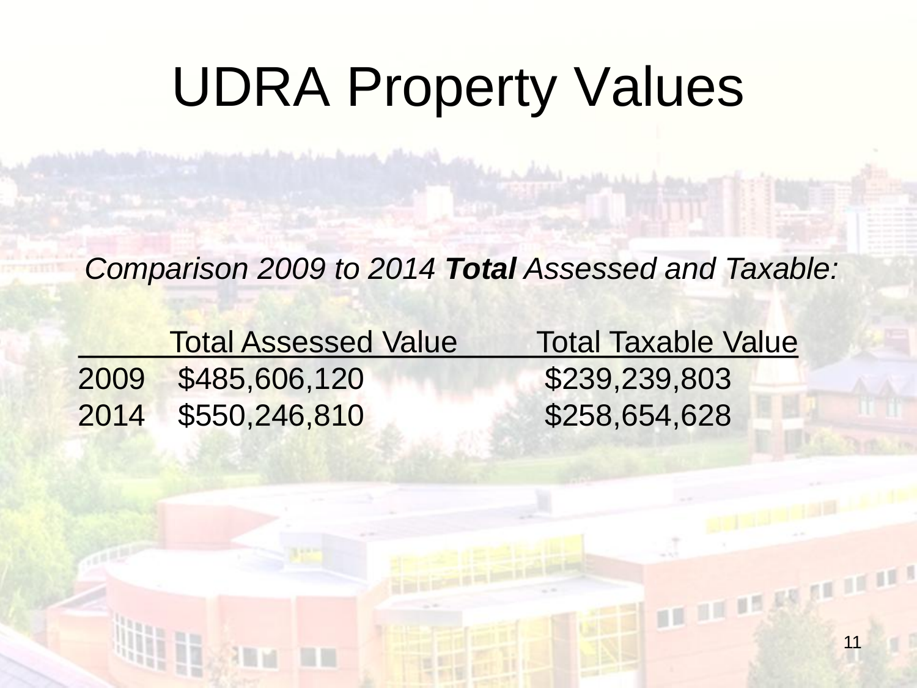# UDRA Property Values

*Comparison 2009 to 2014 **Total** Assessed and Taxable:*

| | Total Assessed Value | Total Taxable Value |
|---|---|---|
| 2009 | $485,606,120 | $239,239,803 |
| 2014 | $550,246,810 | $258,654,628 |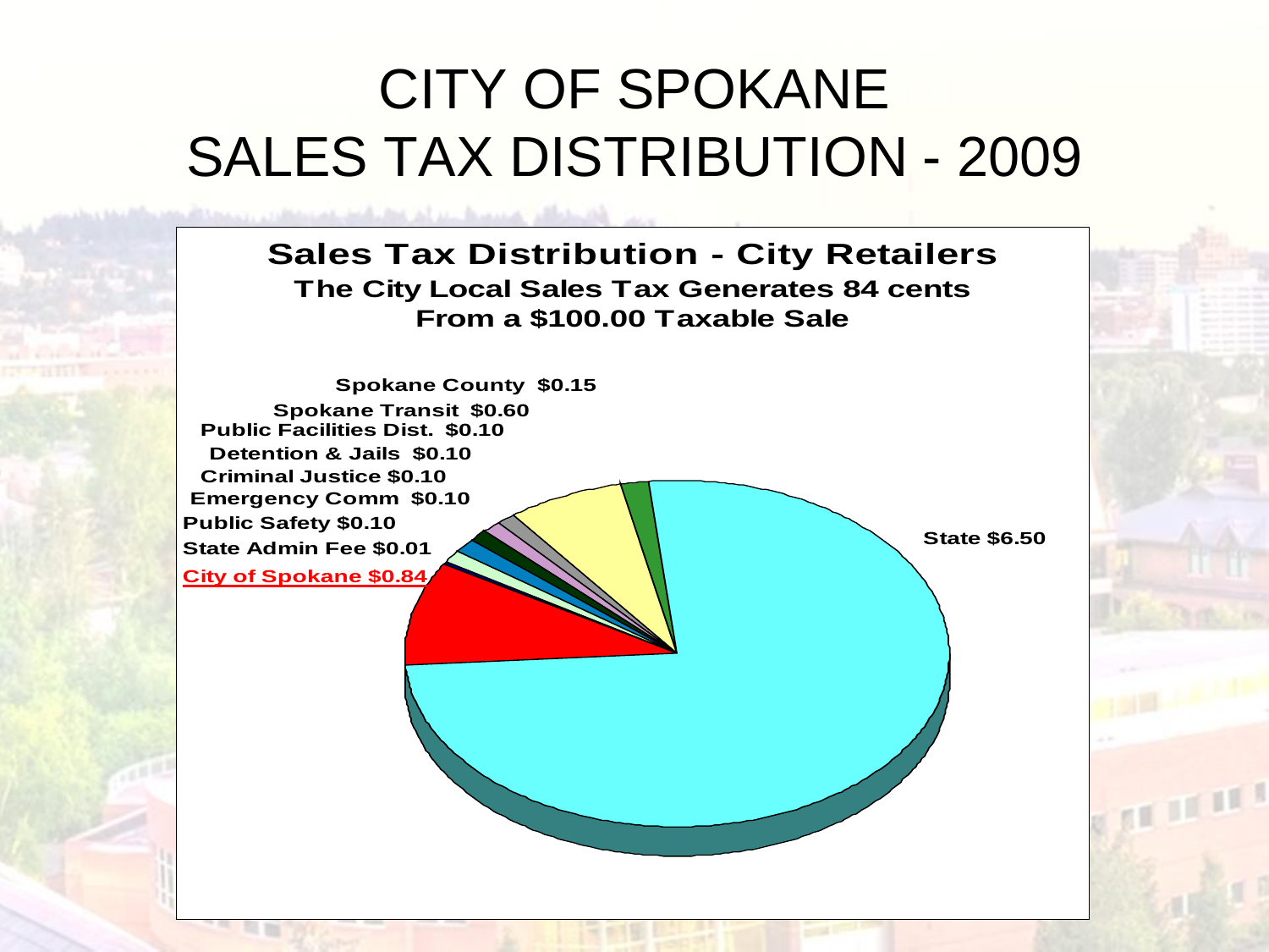# CITY OF SPOKANE SALES TAX DISTRIBUTION - 2009

**Sales Tax Distribution - City Retailers**

**The City Local Sales Tax Generates 84 cents From a $100.00 Taxable Sale**

- Spokane County $0.15
- Spokane Transit $0.60
- Public Facilities Dist. $0.10
- Detention & Jails $0.10
- Criminal Justice $0.10
- Emergency Comm $0.10
- Public Safety $0.10
- State Admin Fee $0.01
- City of Spokane $0.84
- State $6.50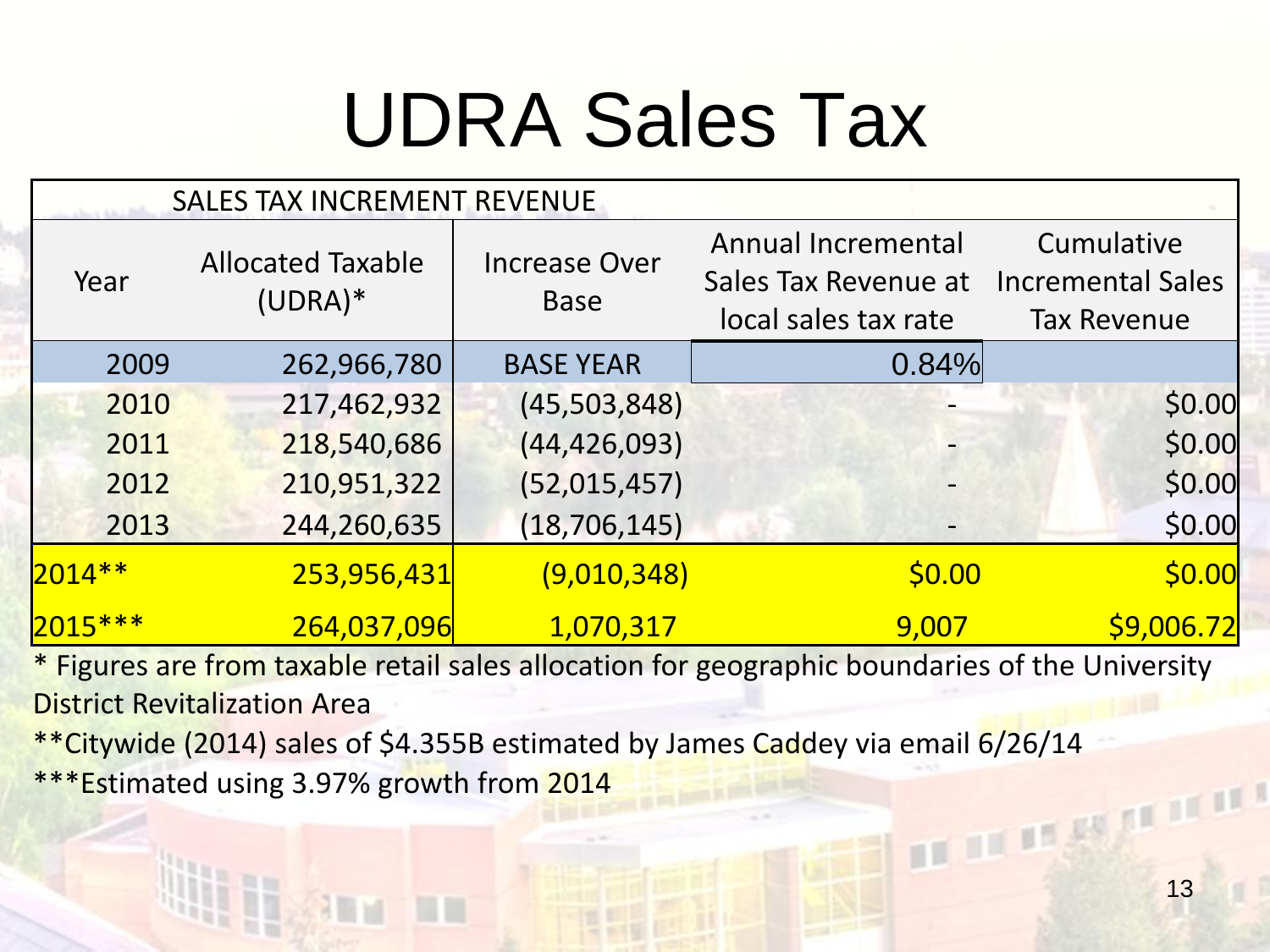# UDRA Sales Tax

| SALES TAX INCREMENT REVENUE | | | | |
|---|---|---|---|---|
| Year | Allocated Taxable (UDRA)* | Increase Over Base | Annual Incremental Sales Tax Revenue at local sales tax rate | Cumulative Incremental Sales Tax Revenue |
| 2009 | 262,966,780 | BASE YEAR | 0.84% | |
| 2010 | 217,462,932 | (45,503,848) | - | $0.00 |
| 2011 | 218,540,686 | (44,426,093) | - | $0.00 |
| 2012 | 210,951,322 | (52,015,457) | - | $0.00 |
| 2013 | 244,260,635 | (18,706,145) | - | $0.00 |
| 2014** | 253,956,431 | (9,010,348) | $0.00 | $0.00 |
| 2015*** | 264,037,096 | 1,070,317 | 9,007 | $9,006.72 |

* Figures are from taxable retail sales allocation for geographic boundaries of the University District Revitalization Area

**Citywide (2014) sales of $4.355B estimated by James Caddey via email 6/26/14

***Estimated using 3.97% growth from 2014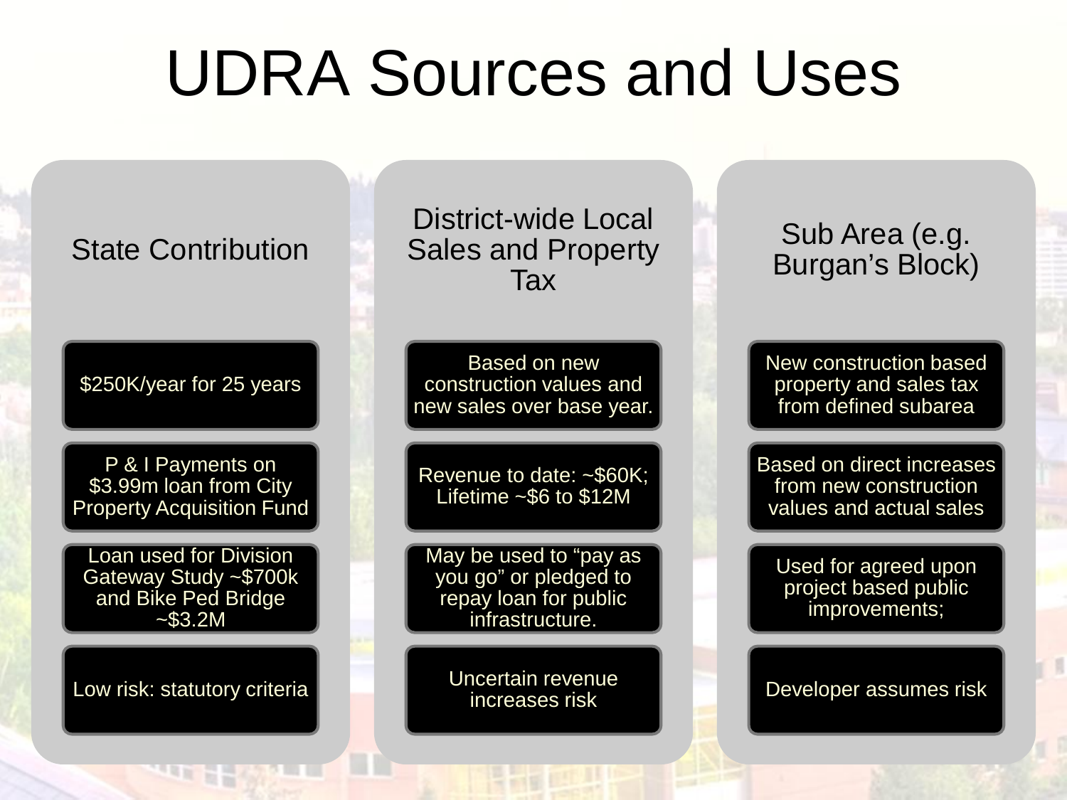# UDRA Sources and Uses

| State Contribution | District-wide Local Sales and Property Tax | Sub Area (e.g. Burgan's Block) |
| --- | --- | --- |
| $250K/year for 25 years | Based on new construction values and new sales over base year. | New construction based property and sales tax from defined subarea |
| P & I Payments on $3.99m loan from City Property Acquisition Fund | Revenue to date: ~$60K; Lifetime ~$6 to $12M | Based on direct increases from new construction values and actual sales |
| Loan used for Division Gateway Study ~$700k and Bike Ped Bridge ~$3.2M | May be used to "pay as you go" or pledged to repay loan for public infrastructure. | Used for agreed upon project based public improvements; |
| Low risk: statutory criteria | Uncertain revenue increases risk | Developer assumes risk |